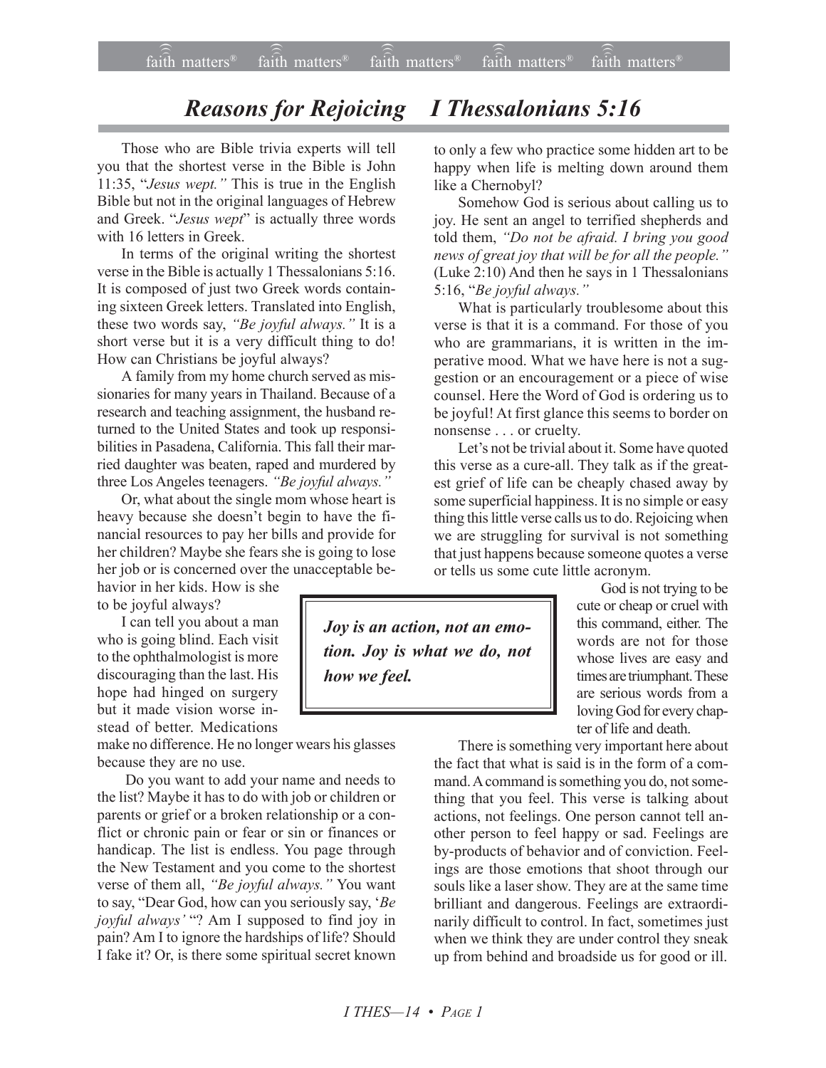# *Reasons for Rejoicing I Thessalonians 5:16*

Those who are Bible trivia experts will tell you that the shortest verse in the Bible is John 11:35, "*Jesus wept.*" This is true in the English Bible but not in the original languages of Hebrew and Greek. "*Jesus wept*" is actually three words with 16 letters in Greek.

In terms of the original writing the shortest verse in the Bible is actually 1 Thessalonians 5:16. It is composed of just two Greek words containing sixteen Greek letters. Translated into English, these two words say, *"Be joyful always."* It is a short verse but it is a very difficult thing to do! How can Christians be joyful always?

A family from my home church served as missionaries for many years in Thailand. Because of a research and teaching assignment, the husband returned to the United States and took up responsibilities in Pasadena, California. This fall their married daughter was beaten, raped and murdered by three Los Angeles teenagers. *"Be joyful always."*

Or, what about the single mom whose heart is heavy because she doesn't begin to have the financial resources to pay her bills and provide for her children? Maybe she fears she is going to lose her job or is concerned over the unacceptable behavior in her kids. How is she to be joyful always?

I can tell you about a man who is going blind. Each visit to the ophthalmologist is more discouraging than the last. His hope had hinged on surgery but it made vision worse instead of better. Medications make no difference. He no longer wears his glasses because they are no use.

Do you want to add your name and needs to the list? Maybe it has to do with job or children or parents or grief or a broken relationship or a conflict or chronic pain or fear or sin or finances or handicap. The list is endless. You page through the New Testament and you come to the shortest verse of them all, *"Be joyful always."* You want to say, "Dear God, how can you seriously say, '*Be joyful always'* "? Am I supposed to find joy in pain? Am I to ignore the hardships of life? Should I fake it? Or, is there some spiritual secret known to only a few who practice some hidden art to be happy when life is melting down around them like a Chernobyl?

Somehow God is serious about calling us to joy. He sent an angel to terrified shepherds and told them, *"Do not be afraid. I bring you good news of great joy that will be for all the people."* (Luke 2:10) And then he says in 1 Thessalonians 5:16, "*Be joyful always."*

What is particularly troublesome about this verse is that it is a command. For those of you who are grammarians, it is written in the imperative mood. What we have here is not a suggestion or an encouragement or a piece of wise counsel. Here the Word of God is ordering us to be joyful! At first glance this seems to border on nonsense . . . or cruelty.

Let's not be trivial about it. Some have quoted this verse as a cure-all. They talk as if the greatest grief of life can be cheaply chased away by some superficial happiness. It is no simple or easy thing this little verse calls us to do. Rejoicing when we are struggling for survival is not something that just happens because someone quotes a verse or tells us some cute little acronym.

> ***Joy is an action, not an emotion. Joy is what we do, not how we feel.***

God is not trying to be cute or cheap or cruel with this command, either. The words are not for those whose lives are easy and times are triumphant. These are serious words from a loving God for every chapter of life and death.

There is something very important here about the fact that what is said is in the form of a command. A command is something you do, not something that you feel. This verse is talking about actions, not feelings. One person cannot tell another person to feel happy or sad. Feelings are by-products of behavior and of conviction. Feelings are those emotions that shoot through our souls like a laser show. They are at the same time brilliant and dangerous. Feelings are extraordinarily difficult to control. In fact, sometimes just when we think they are under control they sneak up from behind and broadside us for good or ill.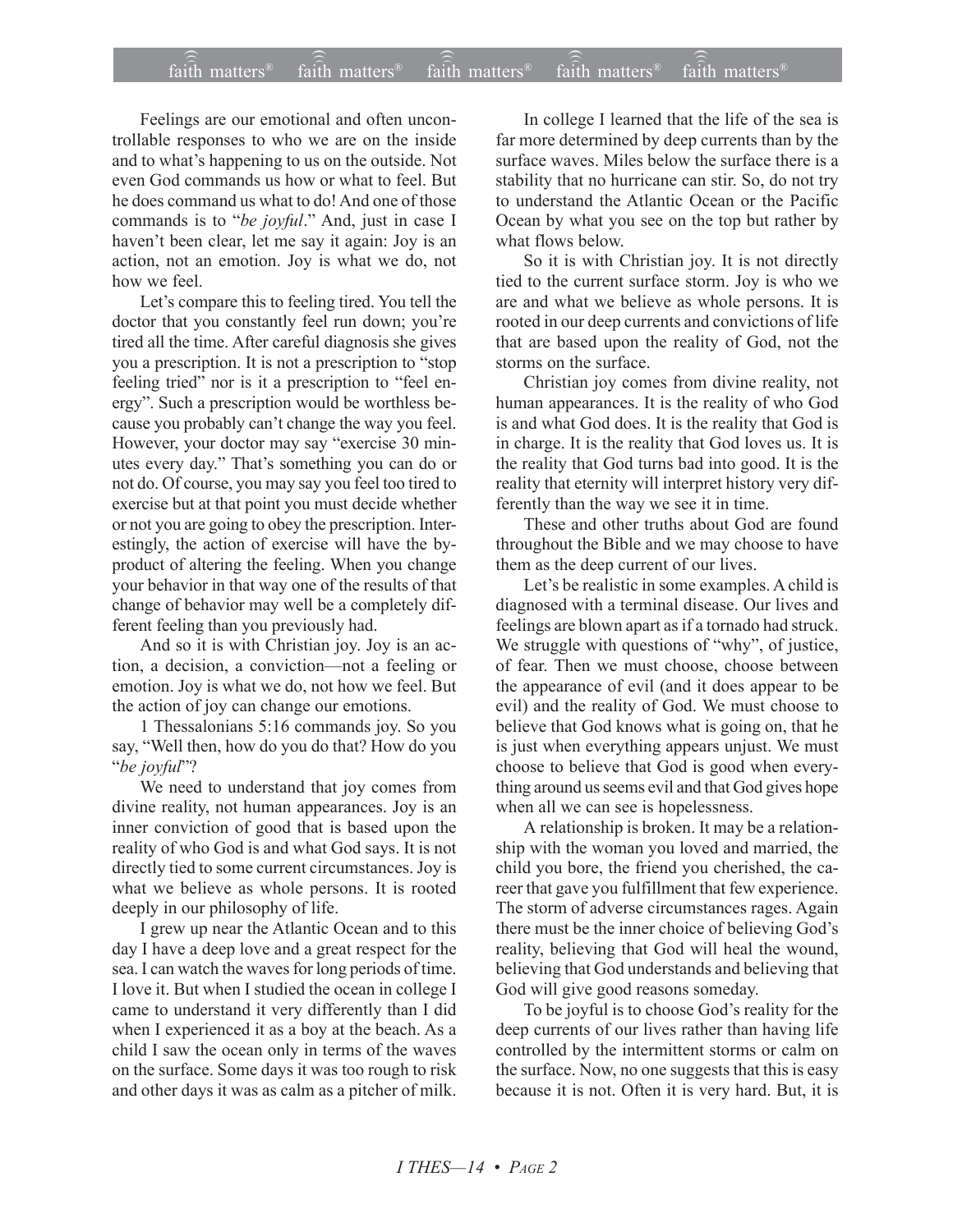Feelings are our emotional and often uncontrollable responses to who we are on the inside and to what's happening to us on the outside. Not even God commands us how or what to feel. But he does command us what to do! And one of those commands is to "*be joyful*." And, just in case I haven't been clear, let me say it again: Joy is an action, not an emotion. Joy is what we do, not how we feel.

Let's compare this to feeling tired. You tell the doctor that you constantly feel run down; you're tired all the time. After careful diagnosis she gives you a prescription. It is not a prescription to "stop feeling tried" nor is it a prescription to "feel energy". Such a prescription would be worthless because you probably can't change the way you feel. However, your doctor may say "exercise 30 minutes every day." That's something you can do or not do. Of course, you may say you feel too tired to exercise but at that point you must decide whether or not you are going to obey the prescription. Interestingly, the action of exercise will have the by-product of altering the feeling. When you change your behavior in that way one of the results of that change of behavior may well be a completely different feeling than you previously had.

And so it is with Christian joy. Joy is an action, a decision, a conviction—not a feeling or emotion. Joy is what we do, not how we feel. But the action of joy can change our emotions.

1 Thessalonians 5:16 commands joy. So you say, "Well then, how do you do that? How do you "*be joyful*"?

We need to understand that joy comes from divine reality, not human appearances. Joy is an inner conviction of good that is based upon the reality of who God is and what God says. It is not directly tied to some current circumstances. Joy is what we believe as whole persons. It is rooted deeply in our philosophy of life.

I grew up near the Atlantic Ocean and to this day I have a deep love and a great respect for the sea. I can watch the waves for long periods of time. I love it. But when I studied the ocean in college I came to understand it very differently than I did when I experienced it as a boy at the beach. As a child I saw the ocean only in terms of the waves on the surface. Some days it was too rough to risk and other days it was as calm as a pitcher of milk.

In college I learned that the life of the sea is far more determined by deep currents than by the surface waves. Miles below the surface there is a stability that no hurricane can stir. So, do not try to understand the Atlantic Ocean or the Pacific Ocean by what you see on the top but rather by what flows below.

So it is with Christian joy. It is not directly tied to the current surface storm. Joy is who we are and what we believe as whole persons. It is rooted in our deep currents and convictions of life that are based upon the reality of God, not the storms on the surface.

Christian joy comes from divine reality, not human appearances. It is the reality of who God is and what God does. It is the reality that God is in charge. It is the reality that God loves us. It is the reality that God turns bad into good. It is the reality that eternity will interpret history very differently than the way we see it in time.

These and other truths about God are found throughout the Bible and we may choose to have them as the deep current of our lives.

Let's be realistic in some examples. A child is diagnosed with a terminal disease. Our lives and feelings are blown apart as if a tornado had struck. We struggle with questions of "why", of justice, of fear. Then we must choose, choose between the appearance of evil (and it does appear to be evil) and the reality of God. We must choose to believe that God knows what is going on, that he is just when everything appears unjust. We must choose to believe that God is good when everything around us seems evil and that God gives hope when all we can see is hopelessness.

A relationship is broken. It may be a relationship with the woman you loved and married, the child you bore, the friend you cherished, the career that gave you fulfillment that few experience. The storm of adverse circumstances rages. Again there must be the inner choice of believing God's reality, believing that God will heal the wound, believing that God understands and believing that God will give good reasons someday.

To be joyful is to choose God's reality for the deep currents of our lives rather than having life controlled by the intermittent storms or calm on the surface. Now, no one suggests that this is easy because it is not. Often it is very hard. But, it is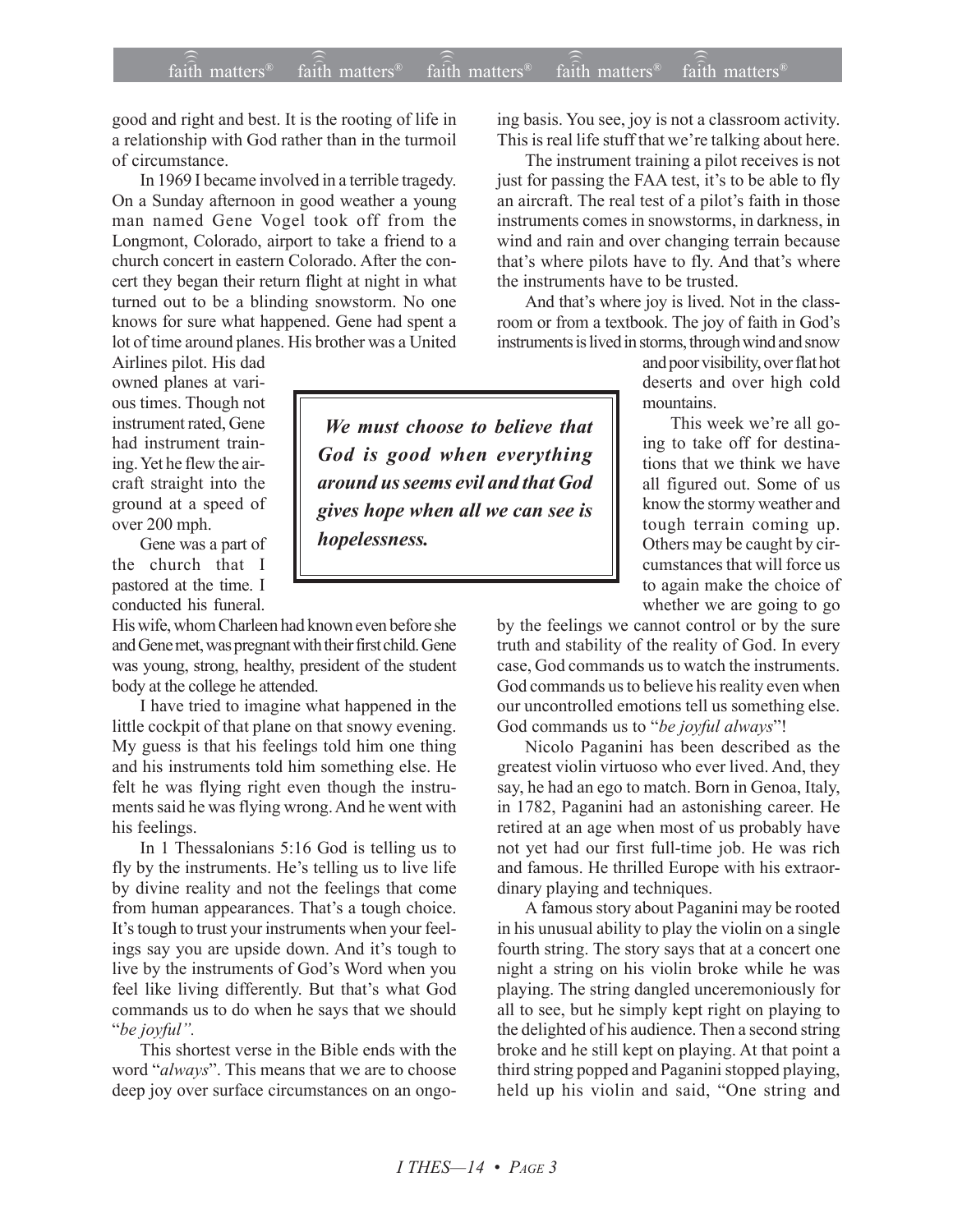good and right and best. It is the rooting of life in a relationship with God rather than in the turmoil of circumstance.

In 1969 I became involved in a terrible tragedy. On a Sunday afternoon in good weather a young man named Gene Vogel took off from the Longmont, Colorado, airport to take a friend to a church concert in eastern Colorado. After the concert they began their return flight at night in what turned out to be a blinding snowstorm. No one knows for sure what happened. Gene had spent a lot of time around planes. His brother was a United Airlines pilot. His dad owned planes at various times. Though not instrument rated, Gene had instrument training. Yet he flew the aircraft straight into the ground at a speed of over 200 mph.

Gene was a part of the church that I pastored at the time. I conducted his funeral. His wife, whom Charleen had known even before she and Gene met, was pregnant with their first child. Gene was young, strong, healthy, president of the student body at the college he attended.

I have tried to imagine what happened in the little cockpit of that plane on that snowy evening. My guess is that his feelings told him one thing and his instruments told him something else. He felt he was flying right even though the instruments said he was flying wrong. And he went with his feelings.

In 1 Thessalonians 5:16 God is telling us to fly by the instruments. He's telling us to live life by divine reality and not the feelings that come from human appearances. That's a tough choice. It's tough to trust your instruments when your feelings say you are upside down. And it's tough to live by the instruments of God's Word when you feel like living differently. But that's what God commands us to do when he says that we should "*be joyful".*

This shortest verse in the Bible ends with the word "*always*". This means that we are to choose deep joy over surface circumstances on an ongoing basis. You see, joy is not a classroom activity. This is real life stuff that we're talking about here.

The instrument training a pilot receives is not just for passing the FAA test, it's to be able to fly an aircraft. The real test of a pilot's faith in those instruments comes in snowstorms, in darkness, in wind and rain and over changing terrain because that's where pilots have to fly. And that's where the instruments have to be trusted.

And that's where joy is lived. Not in the classroom or from a textbook. The joy of faith in God's instruments is lived in storms, through wind and snow and poor visibility, over flat hot deserts and over high cold mountains.

> ***We must choose to believe that God is good when everything around us seems evil and that God gives hope when all we can see is hopelessness.***

This week we're all going to take off for destinations that we think we have all figured out. Some of us know the stormy weather and tough terrain coming up. Others may be caught by circumstances that will force us to again make the choice of whether we are going to go by the feelings we cannot control or by the sure truth and stability of the reality of God. In every case, God commands us to watch the instruments. God commands us to believe his reality even when our uncontrolled emotions tell us something else. God commands us to "*be joyful always*"!

Nicolo Paganini has been described as the greatest violin virtuoso who ever lived. And, they say, he had an ego to match. Born in Genoa, Italy, in 1782, Paganini had an astonishing career. He retired at an age when most of us probably have not yet had our first full-time job. He was rich and famous. He thrilled Europe with his extraordinary playing and techniques.

A famous story about Paganini may be rooted in his unusual ability to play the violin on a single fourth string. The story says that at a concert one night a string on his violin broke while he was playing. The string dangled unceremoniously for all to see, but he simply kept right on playing to the delighted of his audience. Then a second string broke and he still kept on playing. At that point a third string popped and Paganini stopped playing, held up his violin and said, "One string and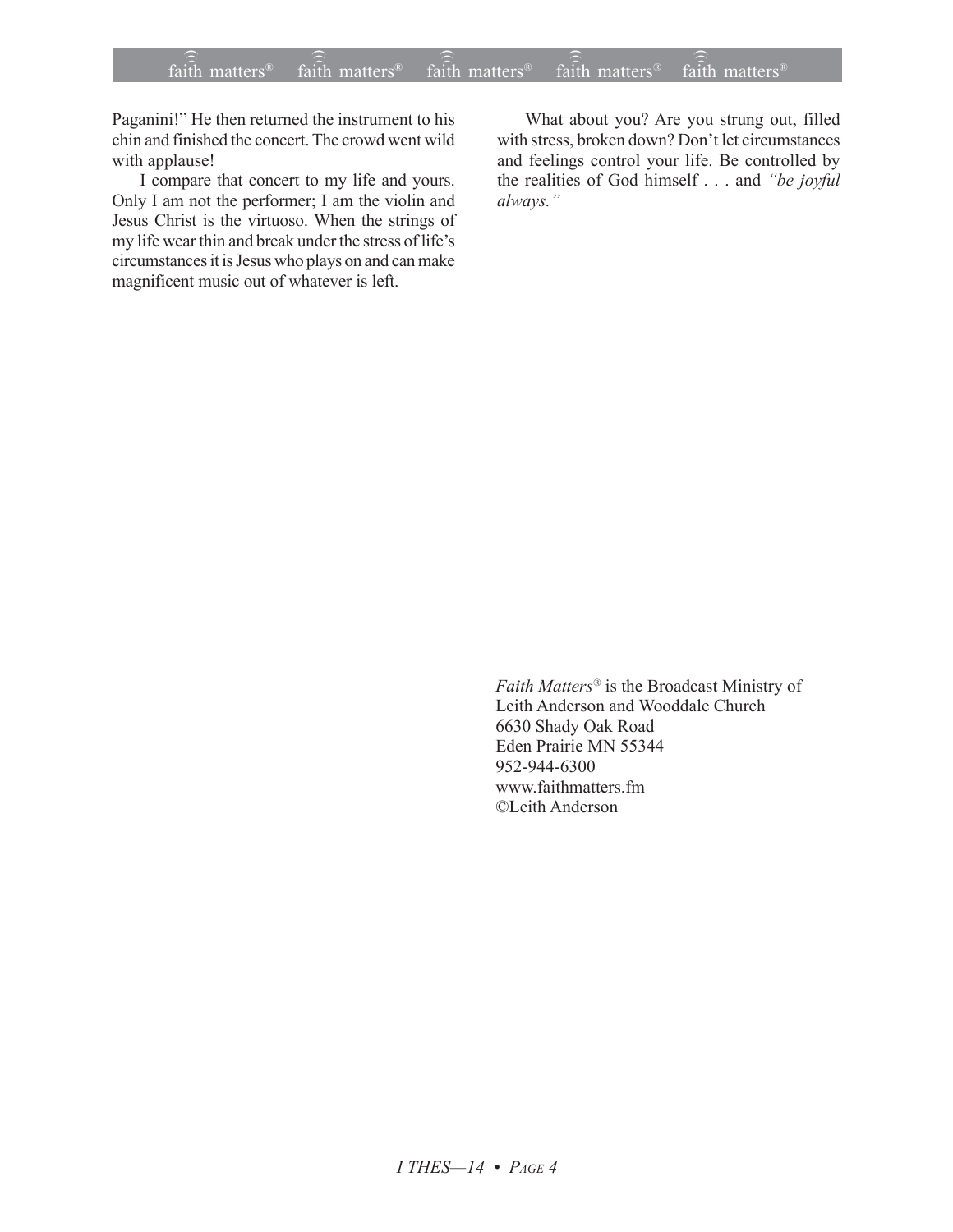Paganini!" He then returned the instrument to his chin and finished the concert. The crowd went wild with applause!

I compare that concert to my life and yours. Only I am not the performer; I am the violin and Jesus Christ is the virtuoso. When the strings of my life wear thin and break under the stress of life's circumstances it is Jesus who plays on and can make magnificent music out of whatever is left.

What about you? Are you strung out, filled with stress, broken down? Don't let circumstances and feelings control your life. Be controlled by the realities of God himself . . . and *"be joyful always."*

*Faith Matters®* is the Broadcast Ministry of
Leith Anderson and Wooddale Church
6630 Shady Oak Road
Eden Prairie MN 55344
952-944-6300
www.faithmatters.fm
©Leith Anderson